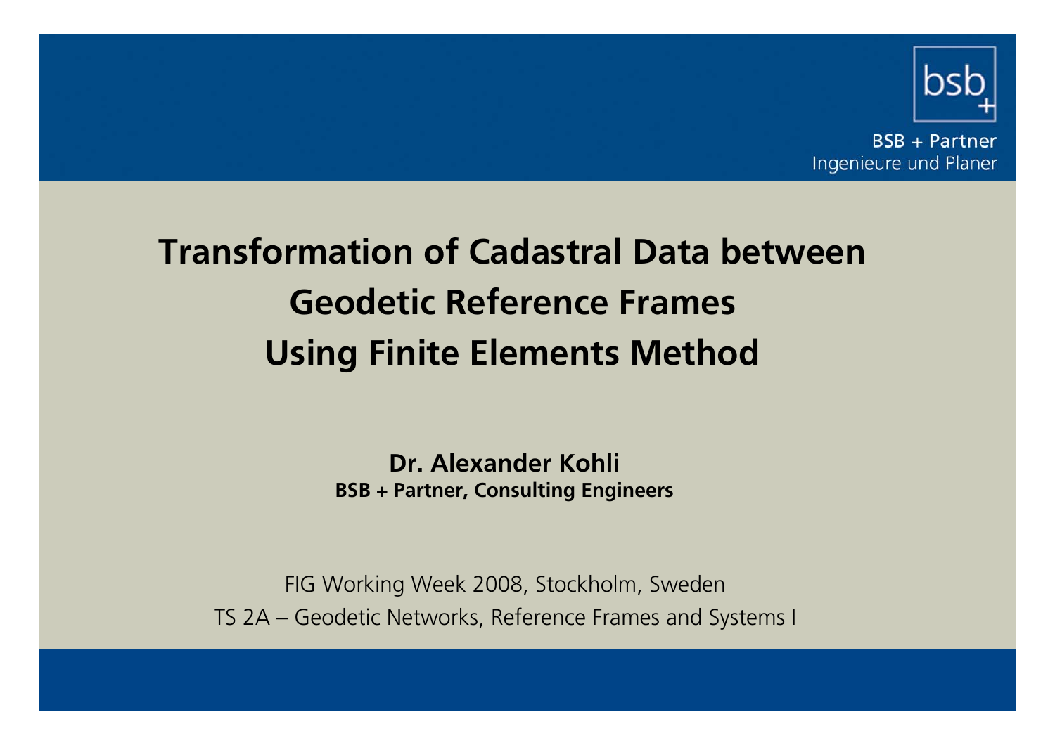bsb+

BSB + Partner
Ingenieure und Planer

# Transformation of Cadastral Data between Geodetic Reference Frames Using Finite Elements Method

**Dr. Alexander Kohli**
**BSB + Partner, Consulting Engineers**

FIG Working Week 2008, Stockholm, Sweden
TS 2A – Geodetic Networks, Reference Frames and Systems I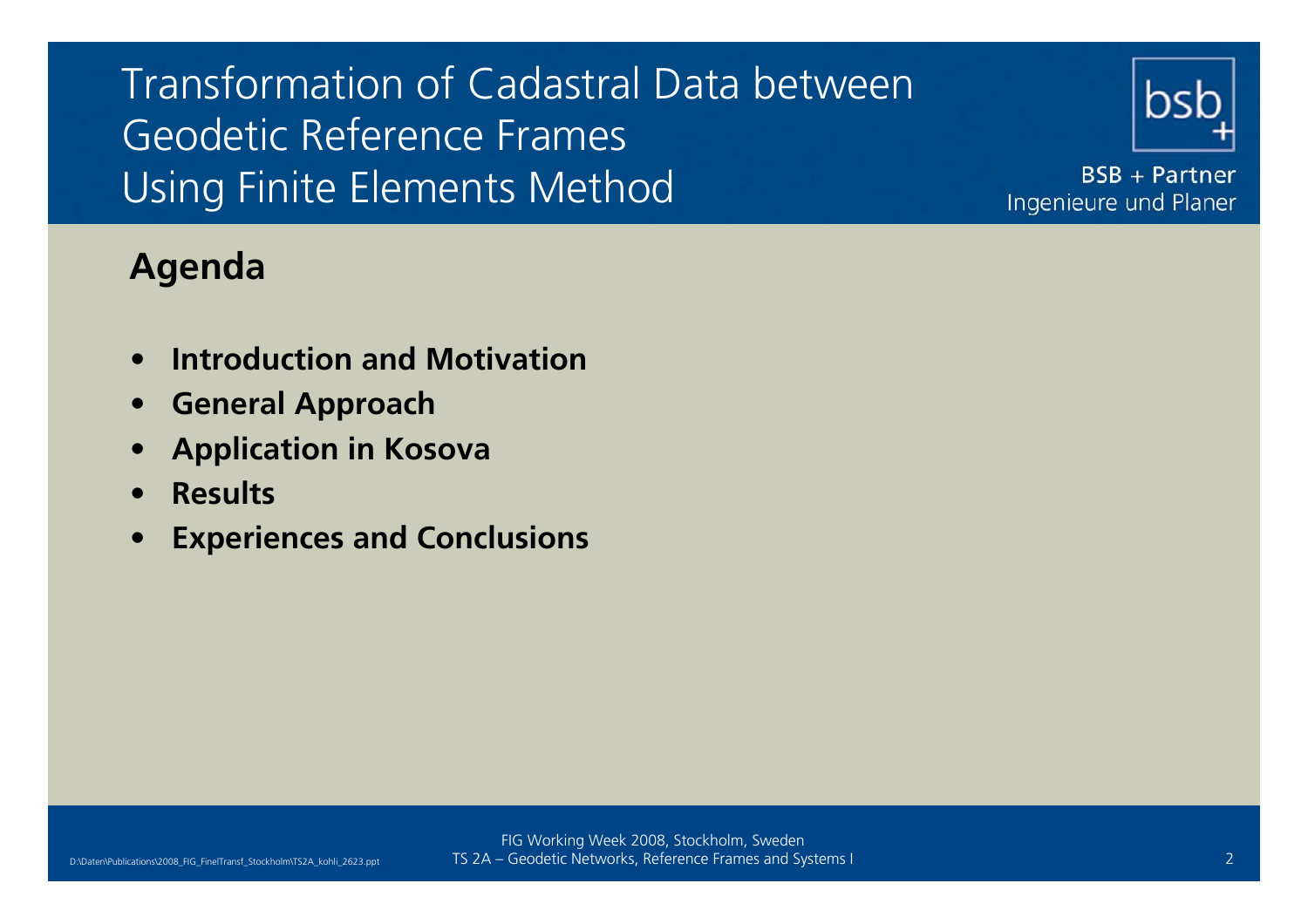## Agenda

- **Introduction and Motivation**
- **General Approach**
- **Application in Kosova**
- **Results**
- **Experiences and Conclusions**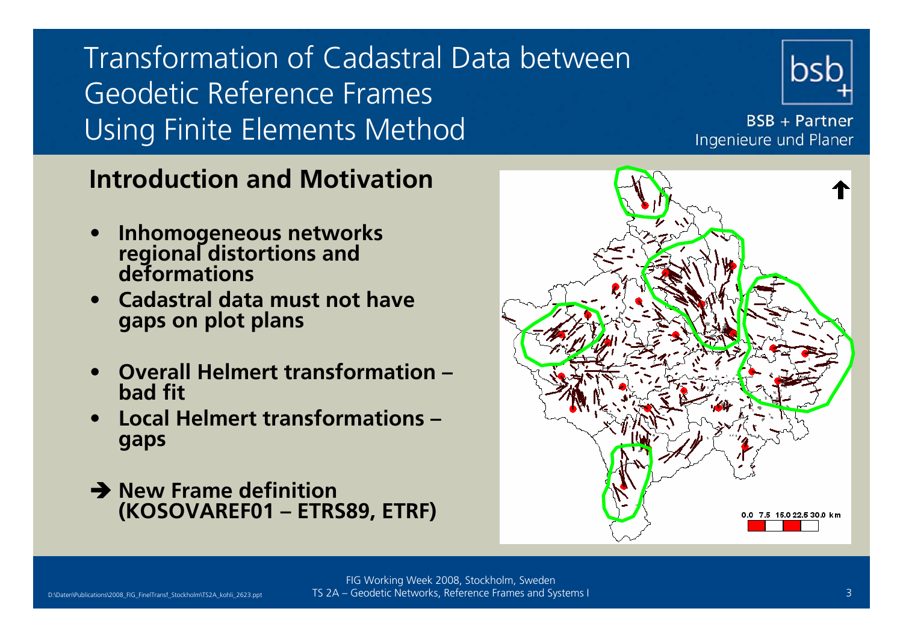# Transformation of Cadastral Data between Geodetic Reference Frames Using Finite Elements Method

## Introduction and Motivation

- **Inhomogeneous networks regional distortions and deformations**
- **Cadastral data must not have gaps on plot plans**
- **Overall Helmert transformation – bad fit**
- **Local Helmert transformations – gaps**

➔ **New Frame definition (KOSOVAREF01 – ETRS89, ETRF)**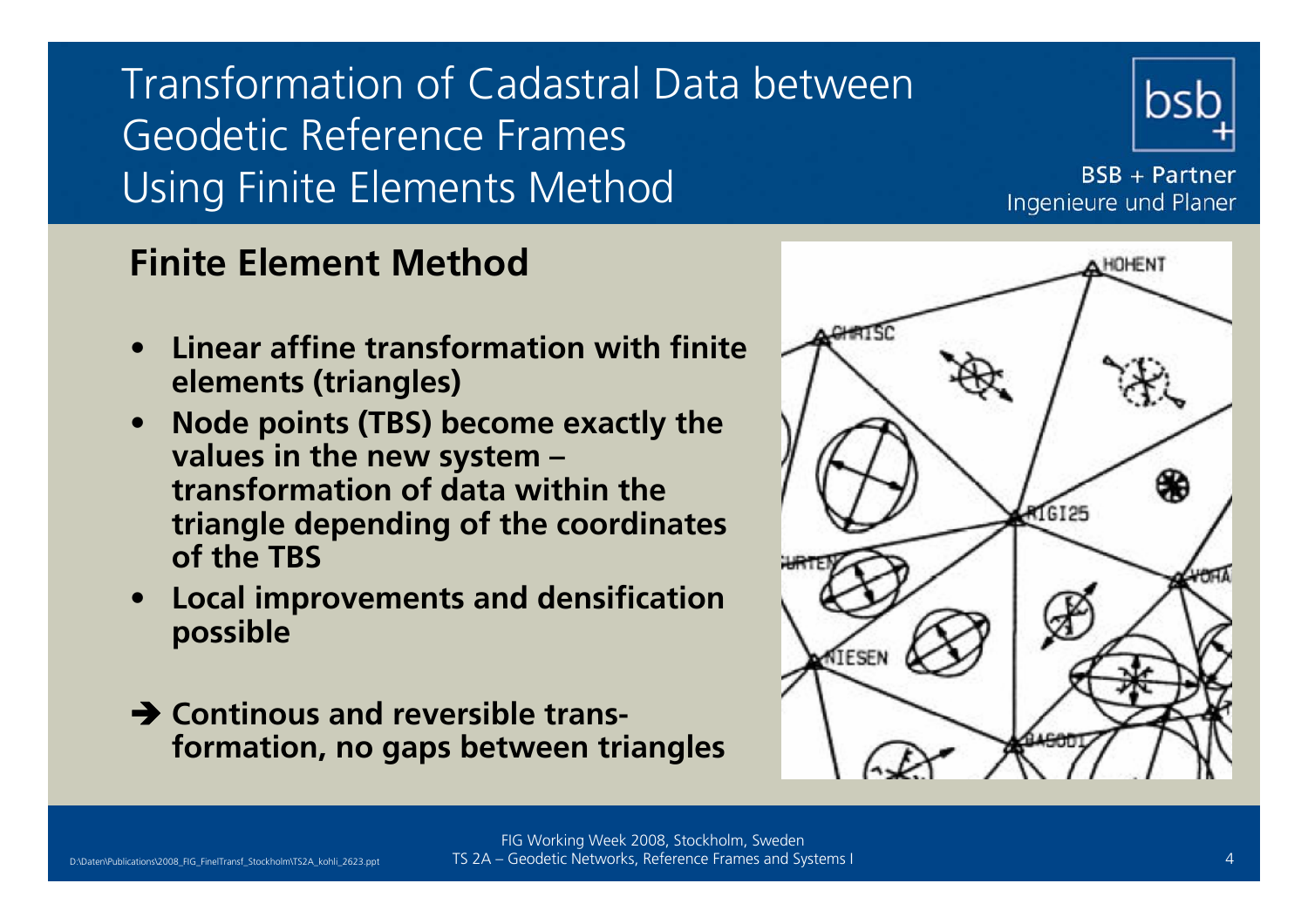# Transformation of Cadastral Data between Geodetic Reference Frames Using Finite Elements Method

BSB + Partner
Ingenieure und Planer

## Finite Element Method

- **Linear affine transformation with finite elements (triangles)**
- **Node points (TBS) become exactly the values in the new system – transformation of data within the triangle depending of the coordinates of the TBS**
- **Local improvements and densification possible**

➔ **Continous and reversible trans-formation, no gaps between triangles**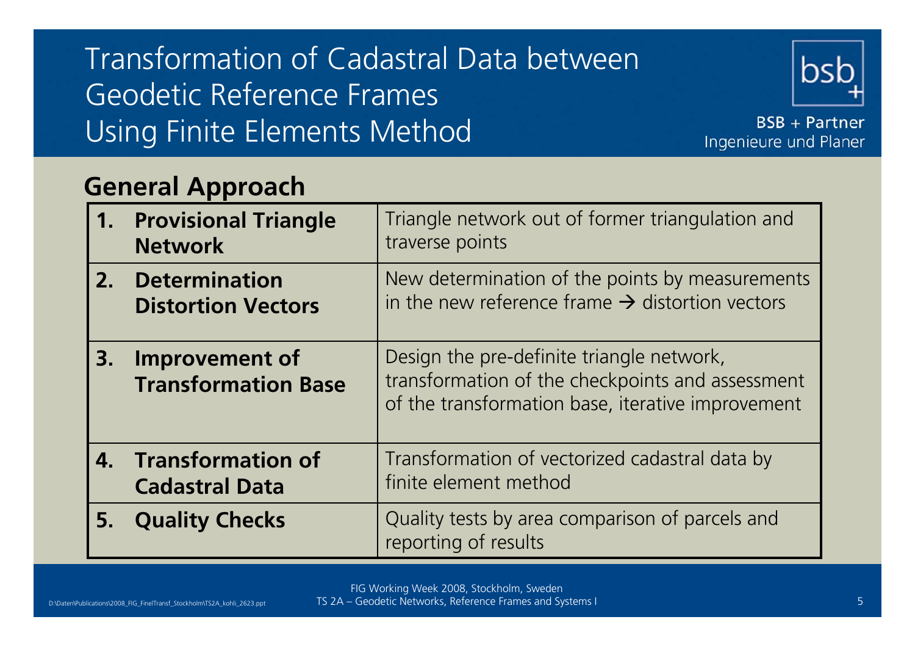# Transformation of Cadastral Data between Geodetic Reference Frames Using Finite Elements Method

BSB + Partner
Ingenieure und Planer

## General Approach

| Step | Description |
|---|---|
| **1. Provisional Triangle Network** | Triangle network out of former triangulation and traverse points |
| **2. Determination Distortion Vectors** | New determination of the points by measurements in the new reference frame → distortion vectors |
| **3. Improvement of Transformation Base** | Design the pre-definite triangle network, transformation of the checkpoints and assessment of the transformation base, iterative improvement |
| **4. Transformation of Cadastral Data** | Transformation of vectorized cadastral data by finite element method |
| **5. Quality Checks** | Quality tests by area comparison of parcels and reporting of results |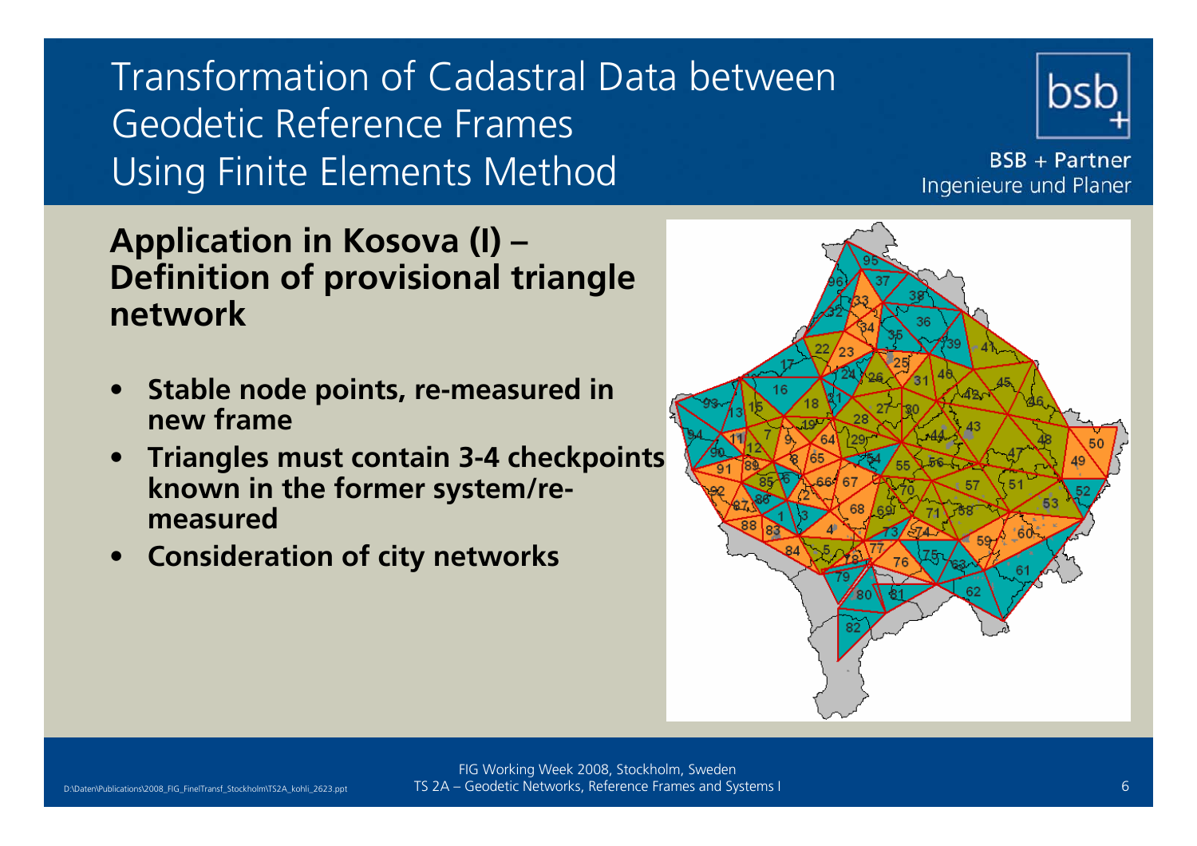# Transformation of Cadastral Data between Geodetic Reference Frames Using Finite Elements Method

## Application in Kosova (I) – Definition of provisional triangle network

- **Stable node points, re-measured in new frame**
- **Triangles must contain 3-4 checkpoints known in the former system/re-measured**
- **Consideration of city networks**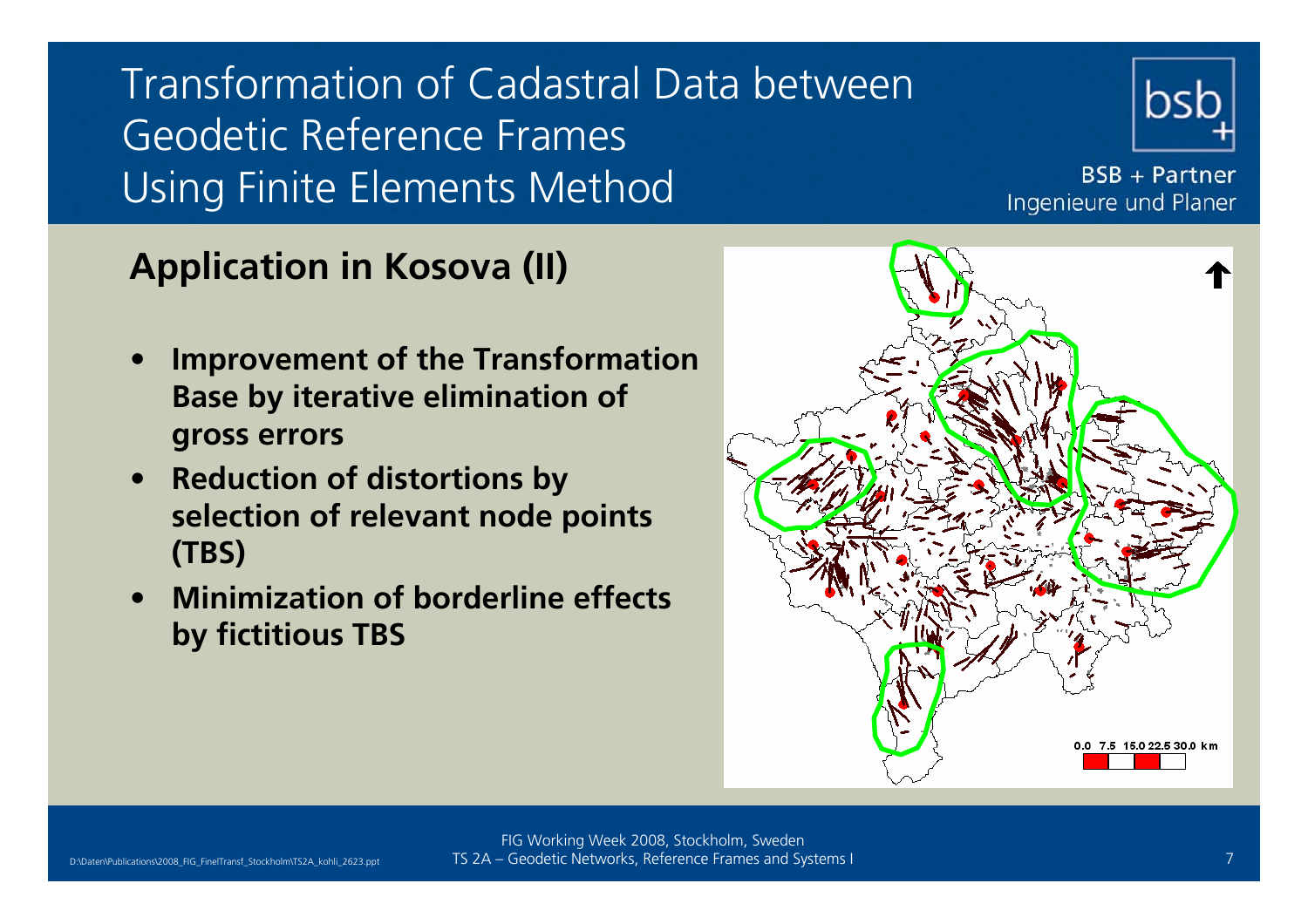# Transformation of Cadastral Data between Geodetic Reference Frames Using Finite Elements Method

## Application in Kosova (II)

- **Improvement of the Transformation Base by iterative elimination of gross errors**
- **Reduction of distortions by selection of relevant node points (TBS)**
- **Minimization of borderline effects by fictitious TBS**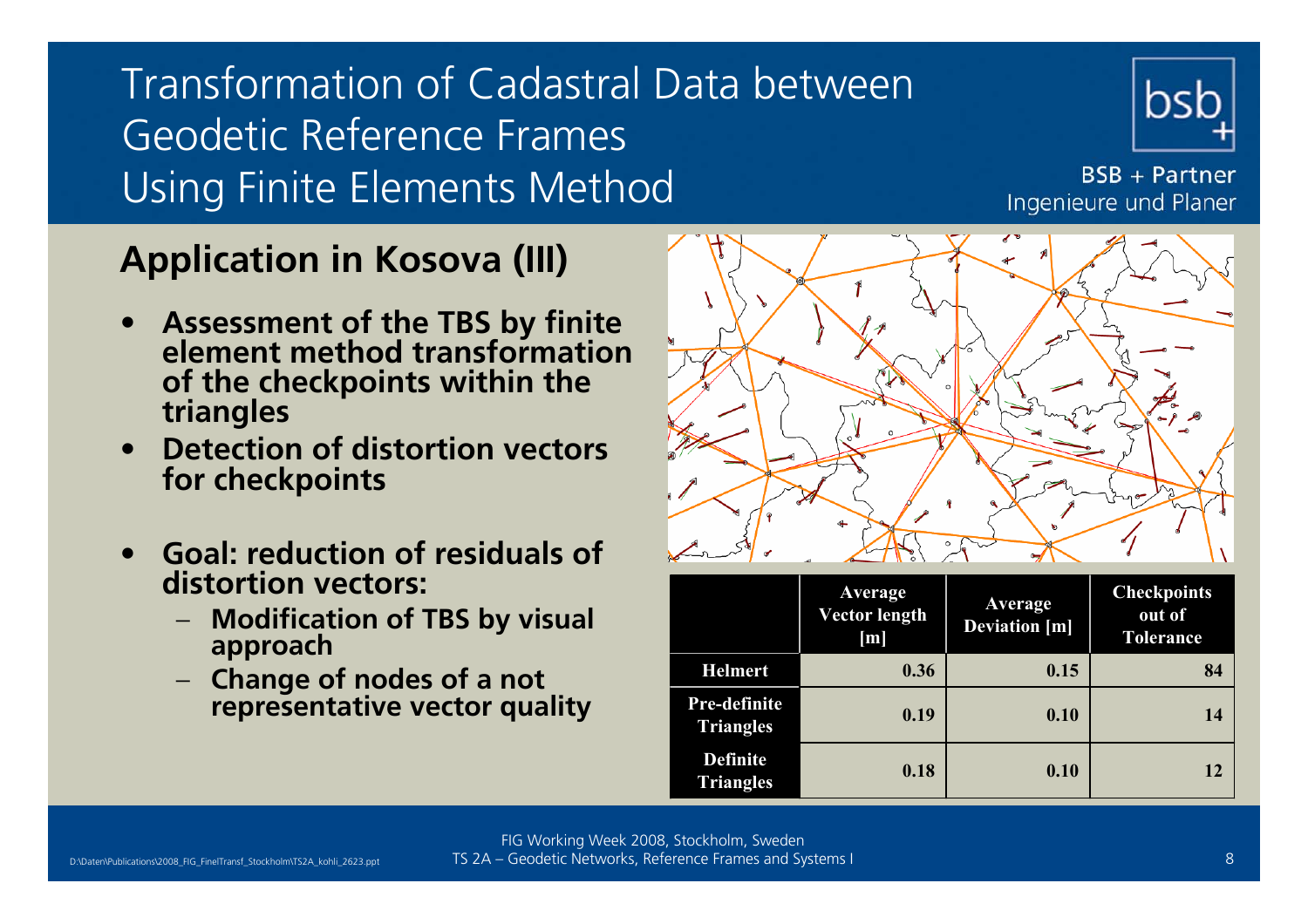# Transformation of Cadastral Data between Geodetic Reference Frames Using Finite Elements Method

## Application in Kosova (III)

- **Assessment of the TBS by finite element method transformation of the checkpoints within the triangles**
- **Detection of distortion vectors for checkpoints**
- **Goal: reduction of residuals of distortion vectors:**
  - **Modification of TBS by visual approach**
  - **Change of nodes of a not representative vector quality**

| | Average Vector length [m] | Average Deviation [m] | Checkpoints out of Tolerance |
|---|---|---|---|
| **Helmert** | 0.36 | 0.15 | 84 |
| **Pre-definite Triangles** | 0.19 | 0.10 | 14 |
| **Definite Triangles** | 0.18 | 0.10 | 12 |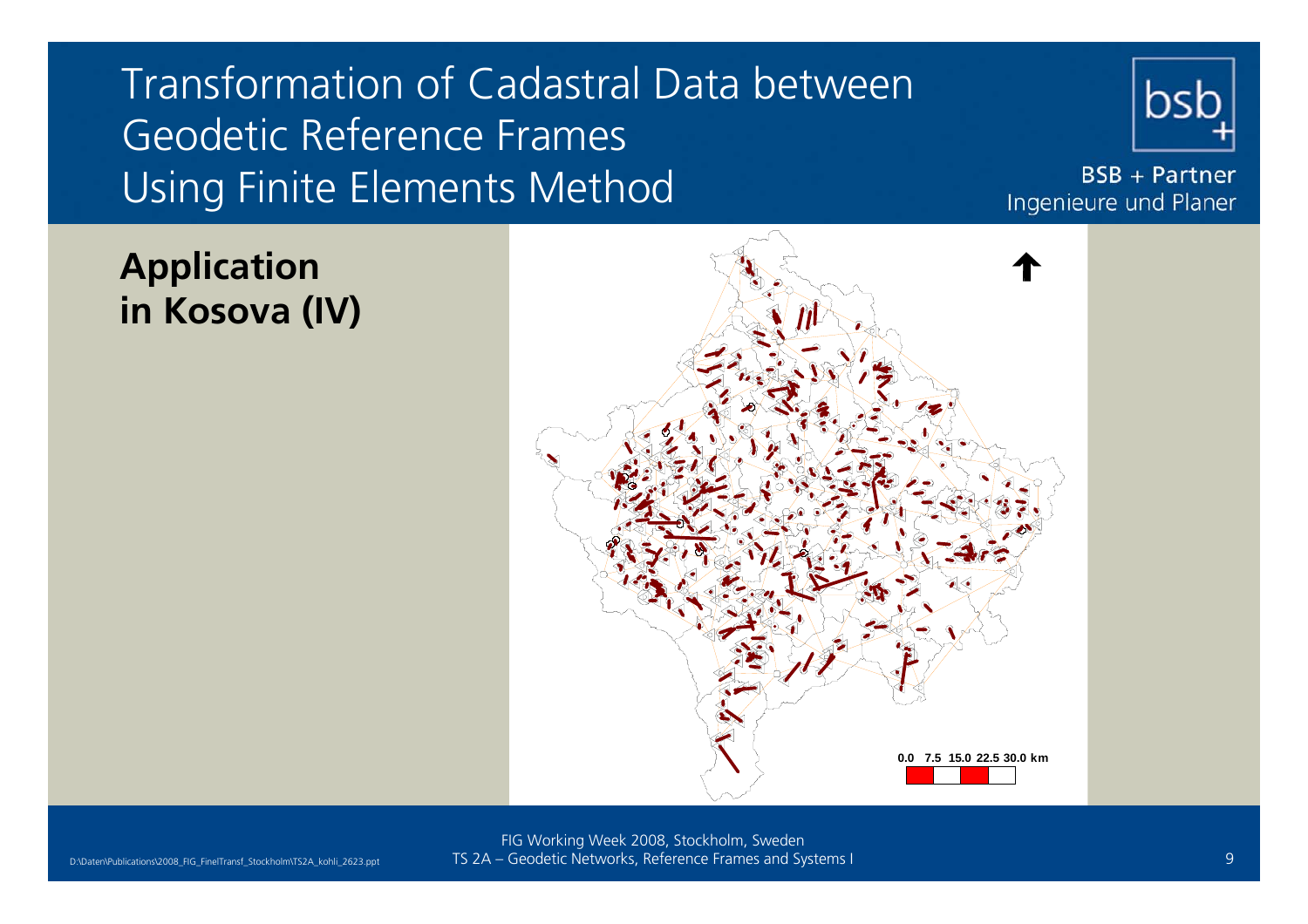# Transformation of Cadastral Data between Geodetic Reference Frames Using Finite Elements Method

BSB + Partner
Ingenieure und Planer

## Application in Kosova (IV)

0.0 7.5 15.0 22.5 30.0 km

FIG Working Week 2008, Stockholm, Sweden
TS 2A – Geodetic Networks, Reference Frames and Systems I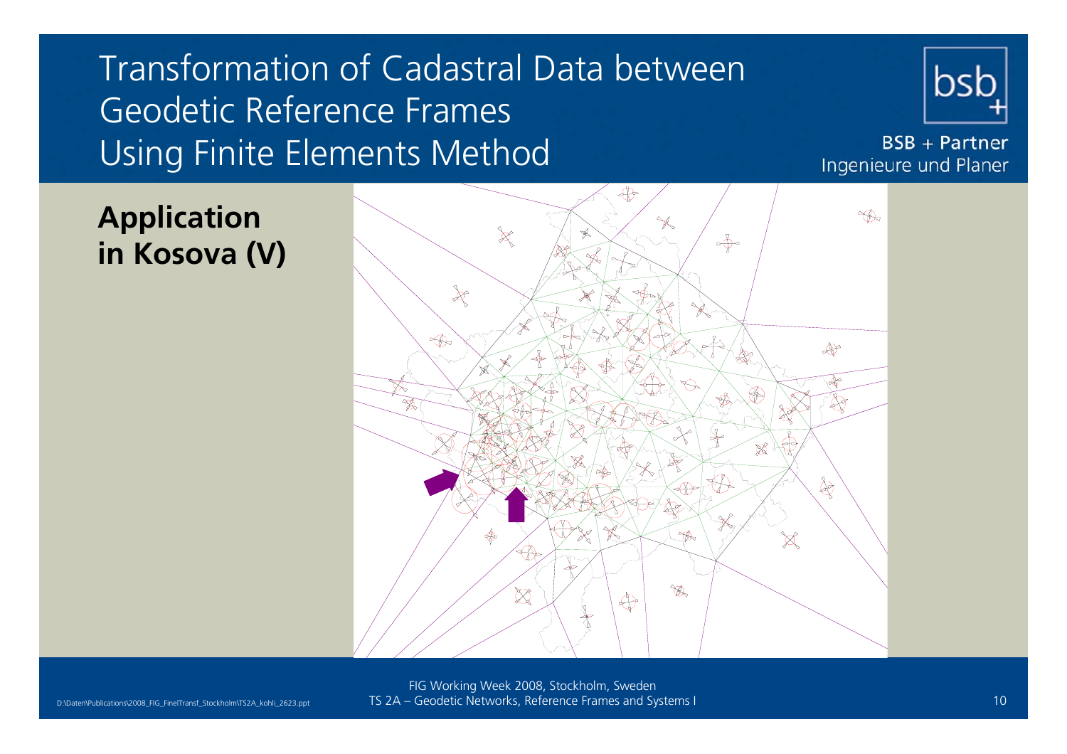# Transformation of Cadastral Data between Geodetic Reference Frames Using Finite Elements Method

## Application in Kosova (V)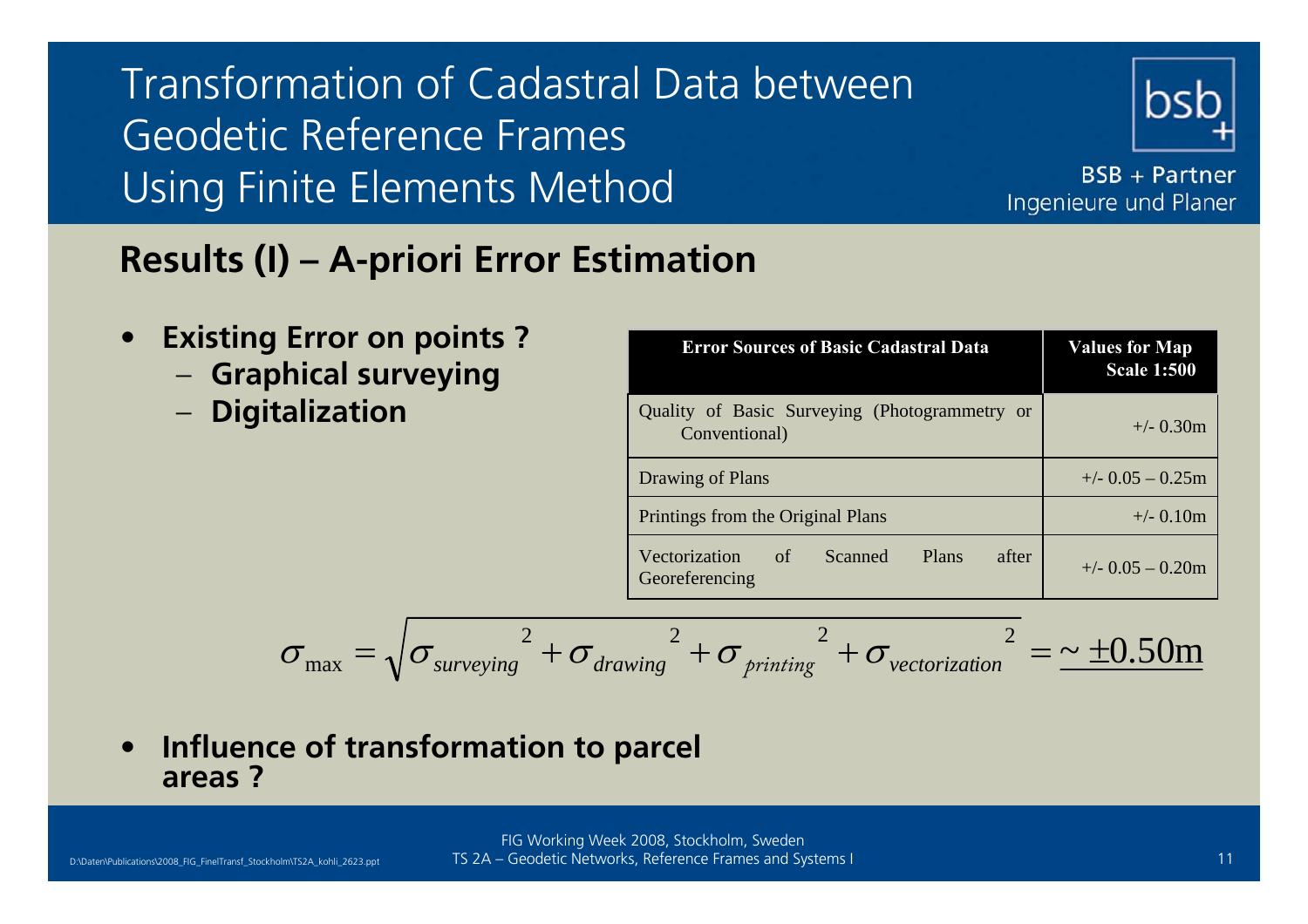# Transformation of Cadastral Data between Geodetic Reference Frames Using Finite Elements Method

BSB + Partner
Ingenieure und Planer

## Results (I) – A-priori Error Estimation

- **Existing Error on points ?**
  - **Graphical surveying**
  - **Digitalization**

| Error Sources of Basic Cadastral Data | Values for Map Scale 1:500 |
|---|---|
| Quality of Basic Surveying (Photogrammetry or Conventional) | +/- 0.30m |
| Drawing of Plans | +/- 0.05 – 0.25m |
| Printings from the Original Plans | +/- 0.10m |
| Vectorization of Scanned Plans after Georeferencing | +/- 0.05 – 0.20m |

$$\sigma_{\max} = \sqrt{\sigma_{surveying}{}^{2} + \sigma_{drawing}{}^{2} + \sigma_{printing}{}^{2} + \sigma_{vectorization}{}^{2}} = \underline{\sim \pm 0.50\text{m}}$$

- **Influence of transformation to parcel areas ?**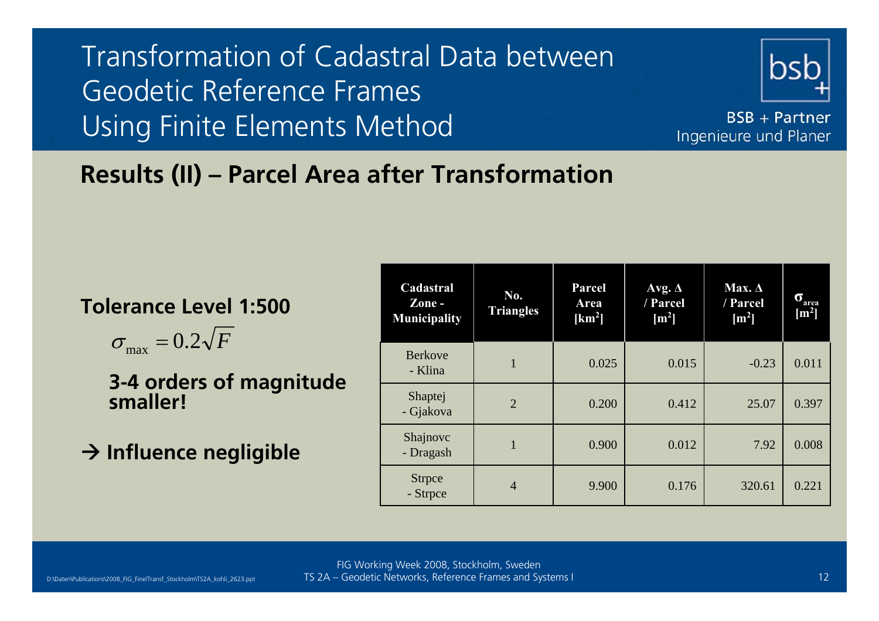# Transformation of Cadastral Data between Geodetic Reference Frames Using Finite Elements Method

BSB + Partner
Ingenieure und Planer

## Results (II) – Parcel Area after Transformation

**Tolerance Level 1:500**

$$\sigma_{\max} = 0.2\sqrt{F}$$

**3-4 orders of magnitude smaller!**

**→ Influence negligible**

| Cadastral Zone - Municipality | No. Triangles | Parcel Area [$km^2$] | Avg. Δ / Parcel [$m^2$] | Max. Δ / Parcel [$m^2$] | $\sigma_{area}$ [$m^2$] |
|---|---|---|---|---|---|
| Berkove - Klina | 1 | 0.025 | 0.015 | -0.23 | 0.011 |
| Shaptej - Gjakova | 2 | 0.200 | 0.412 | 25.07 | 0.397 |
| Shajnovc - Dragash | 1 | 0.900 | 0.012 | 7.92 | 0.008 |
| Strpce - Strpce | 4 | 9.900 | 0.176 | 320.61 | 0.221 |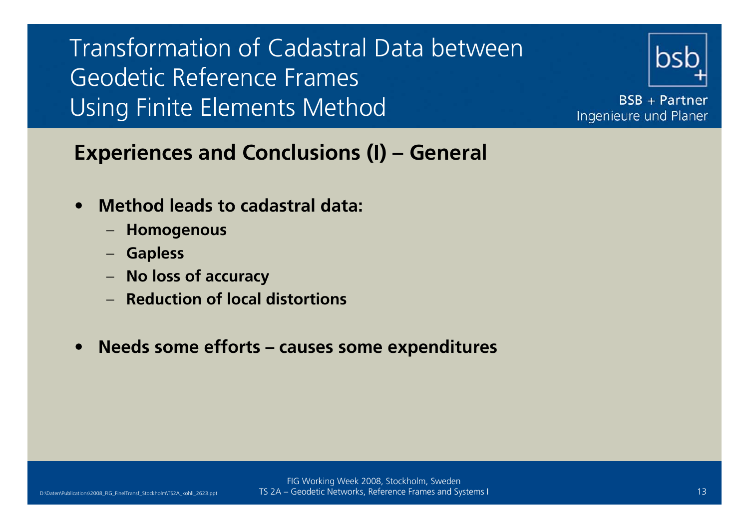# Transformation of Cadastral Data between Geodetic Reference Frames Using Finite Elements Method

BSB + Partner
Ingenieure und Planer

## Experiences and Conclusions (I) – General

- **Method leads to cadastral data:**
  - **Homogenous**
  - **Gapless**
  - **No loss of accuracy**
  - **Reduction of local distortions**

- **Needs some efforts – causes some expenditures**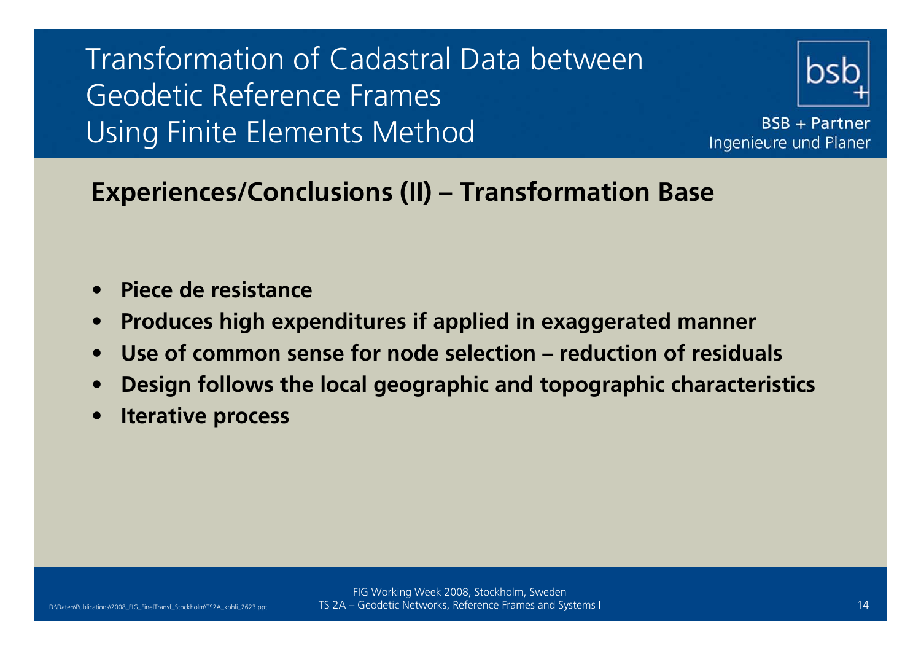## Experiences/Conclusions (II) – Transformation Base

- **Piece de resistance**
- **Produces high expenditures if applied in exaggerated manner**
- **Use of common sense for node selection – reduction of residuals**
- **Design follows the local geographic and topographic characteristics**
- **Iterative process**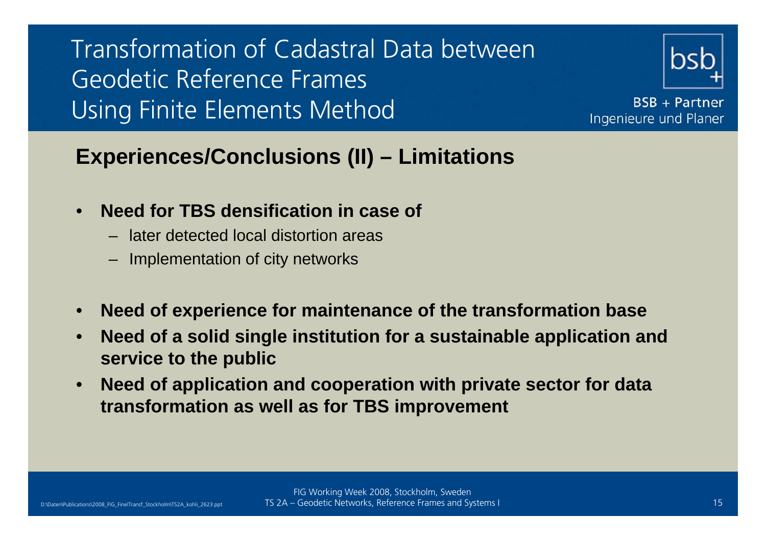# Transformation of Cadastral Data between Geodetic Reference Frames Using Finite Elements Method

## Experiences/Conclusions (II) – Limitations

- **Need for TBS densification in case of**
  - later detected local distortion areas
  - Implementation of city networks
- **Need of experience for maintenance of the transformation base**
- **Need of a solid single institution for a sustainable application and service to the public**
- **Need of application and cooperation with private sector for data transformation as well as for TBS improvement**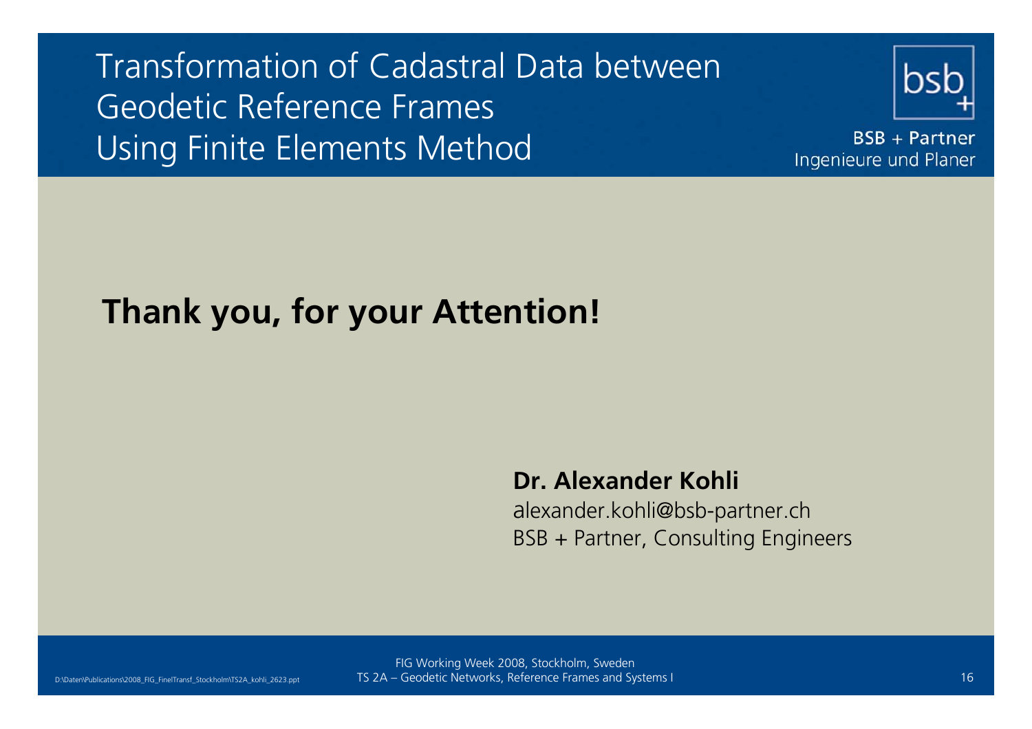# Transformation of Cadastral Data between Geodetic Reference Frames Using Finite Elements Method

BSB + Partner
Ingenieure und Planer

## Thank you, for your Attention!

**Dr. Alexander Kohli**
alexander.kohli@bsb-partner.ch
BSB + Partner, Consulting Engineers